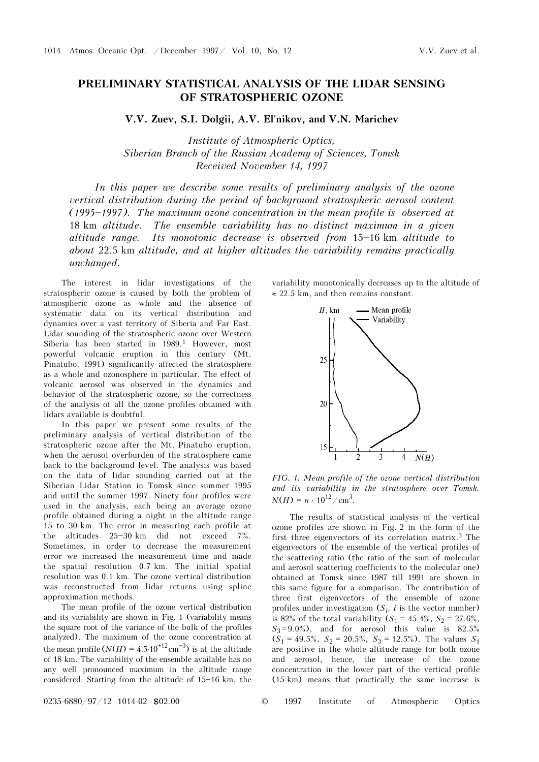# PRELIMINARY STATISTICAL ANALYSIS OF THE LIDAR SENSING OF STRATOSPHERIC OZONE

**V.V. Zuev, S.I. Dolgii, A.V. El'nikov, and V.N. Marichev**

*Institute of Atmospheric Optics,*
*Siberian Branch of the Russian Academy of Sciences, Tomsk*
*Received November 14, 1997*

*In this paper we describe some results of preliminary analysis of the ozone vertical distribution during the period of background stratospheric aerosol content (1995–1997). The maximum ozone concentration in the mean profile is observed at* 18 km *altitude. The ensemble variability has no distinct maximum in a given altitude range. Its monotonic decrease is observed from* 15–16 km *altitude to about* 22.5 km *altitude, and at higher altitudes the variability remains practically unchanged.*

The interest in lidar investigations of the stratospheric ozone is caused by both the problem of atmospheric ozone as whole and the absence of systematic data on its vertical distribution and dynamics over a vast territory of Siberia and Far East. Lidar sounding of the stratospheric ozone over Western Siberia has been started in 1989.[1] However, most powerful volcanic eruption in this century (Mt. Pinatubo, 1991) significantly affected the stratosphere as a whole and ozonosphere in particular. The effect of volcanic aerosol was observed in the dynamics and behavior of the stratospheric ozone, so the correctness of the analysis of all the ozone profiles obtained with lidars available is doubtful.

In this paper we present some results of the preliminary analysis of vertical distribution of the stratospheric ozone after the Mt. Pinatubo eruption, when the aerosol overburden of the stratosphere came back to the background level. The analysis was based on the data of lidar sounding carried out at the Siberian Lidar Station in Tomsk since summer 1995 and until the summer 1997. Ninety four profiles were used in the analysis, each being an average ozone profile obtained during a night in the altitude range 15 to 30 km. The error in measuring each profile at the altitudes 25–30 km did not exceed 7%. Sometimes, in order to decrease the measurement error we increased the measurement time and made the spatial resolution 0.7 km. The initial spatial resolution was 0.1 km. The ozone vertical distribution was reconstructed from lidar returns using spline approximation methods.

The mean profile of the ozone vertical distribution and its variability are shown in Fig. 1 (variability means the square root of the variance of the bulk of the profiles analyzed). The maximum of the ozone concentration at the mean profile ($N(H) = 4.5{\cdot}10^{+12}\,\text{cm}^{-3}$) is at the altitude of 18 km. The variability of the ensemble available has no any well pronounced maximum in the altitude range considered. Starting from the altitude of 15–16 km, the variability monotonically decreases up to the altitude of $\approx 22.5$ km, and then remains constant.

*FIG. 1. Mean profile of the ozone vertical distribution and its variability in the stratosphere over Tomsk.* $N(H) = n \cdot 10^{12}/\text{cm}^3$.

The results of statistical analysis of the vertical ozone profiles are shown in Fig. 2 in the form of the first three eigenvectors of its correlation matrix.[3] The eigenvectors of the ensemble of the vertical profiles of the scattering ratio (the ratio of the sum of molecular and aerosol scattering coefficients to the molecular one) obtained at Tomsk since 1987 till 1991 are shown in this same figure for a comparison. The contribution of three first eigenvectors of the ensemble of ozone profiles under investigation ($S_i$, $i$ is the vector number) is 82% of the total variability ($S_1 = 45.4\%$, $S_2 = 27.6\%$, $S_3 = 9.0\%$), and for aerosol this value is 82.5% ($S_1 = 49.5\%$, $S_2 = 20.5\%$, $S_3 = 12.5\%$). The values $S_1$ are positive in the whole altitude range for both ozone and aerosol, hence, the increase of the ozone concentration in the lower part of the vertical profile (15 km) means that practically the same increase is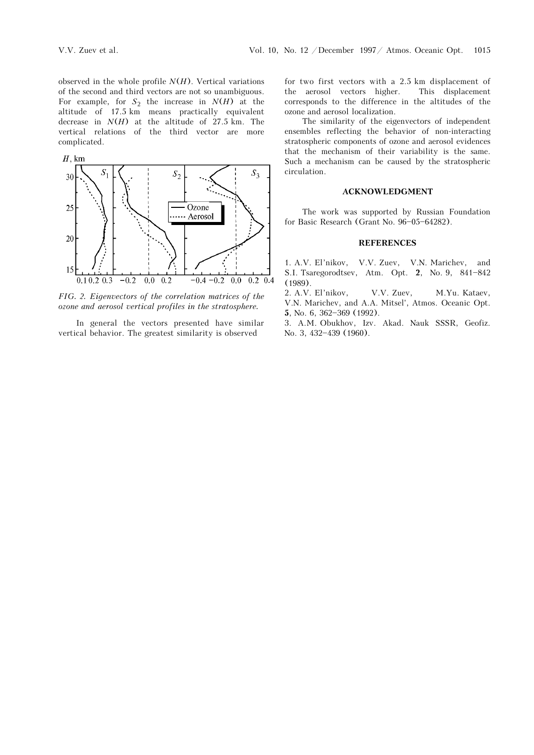observed in the whole profile $N(H)$. Vertical variations of the second and third vectors are not so unambiguous. For example, for $S_2$ the increase in $N(H)$ at the altitude of 17.5 km means practically equivalent decrease in $N(H)$ at the altitude of 27.5 km. The vertical relations of the third vector are more complicated.

H, km
30
25
20
15
$S_1$
$S_2$
$S_3$
Ozone
Aerosol
0.1 0.2 0.3
−0.2 0.0 0.2
−0.4 −0.2 0.0 0.2 0.4

*FIG. 2. Eigenvectors of the correlation matrices of the ozone and aerosol vertical profiles in the stratosphere.*

In general the vectors presented have similar vertical behavior. The greatest similarity is observed for two first vectors with a 2.5 km displacement of the aerosol vectors higher. This displacement corresponds to the difference in the altitudes of the ozone and aerosol localization.

The similarity of the eigenvectors of independent ensembles reflecting the behavior of non-interacting stratospheric components of ozone and aerosol evidences that the mechanism of their variability is the same. Such a mechanism can be caused by the stratospheric circulation.

## ACKNOWLEDGMENT

The work was supported by Russian Foundation for Basic Research (Grant No. 96–05–64282).

## REFERENCES

1. A.V. El'nikov, V.V. Zuev, V.N. Marichev, and S.I. Tsaregorodtsev, Atm. Opt. **2**, No. 9, 841–842 (1989).
2. A.V. El'nikov, V.V. Zuev, M.Yu. Kataev, V.N. Marichev, and A.A. Mitsel', Atmos. Oceanic Opt. **5**, No. 6, 362–369 (1992).
3. A.M. Obukhov, Izv. Akad. Nauk SSSR, Geofiz. No. 3, 432–439 (1960).